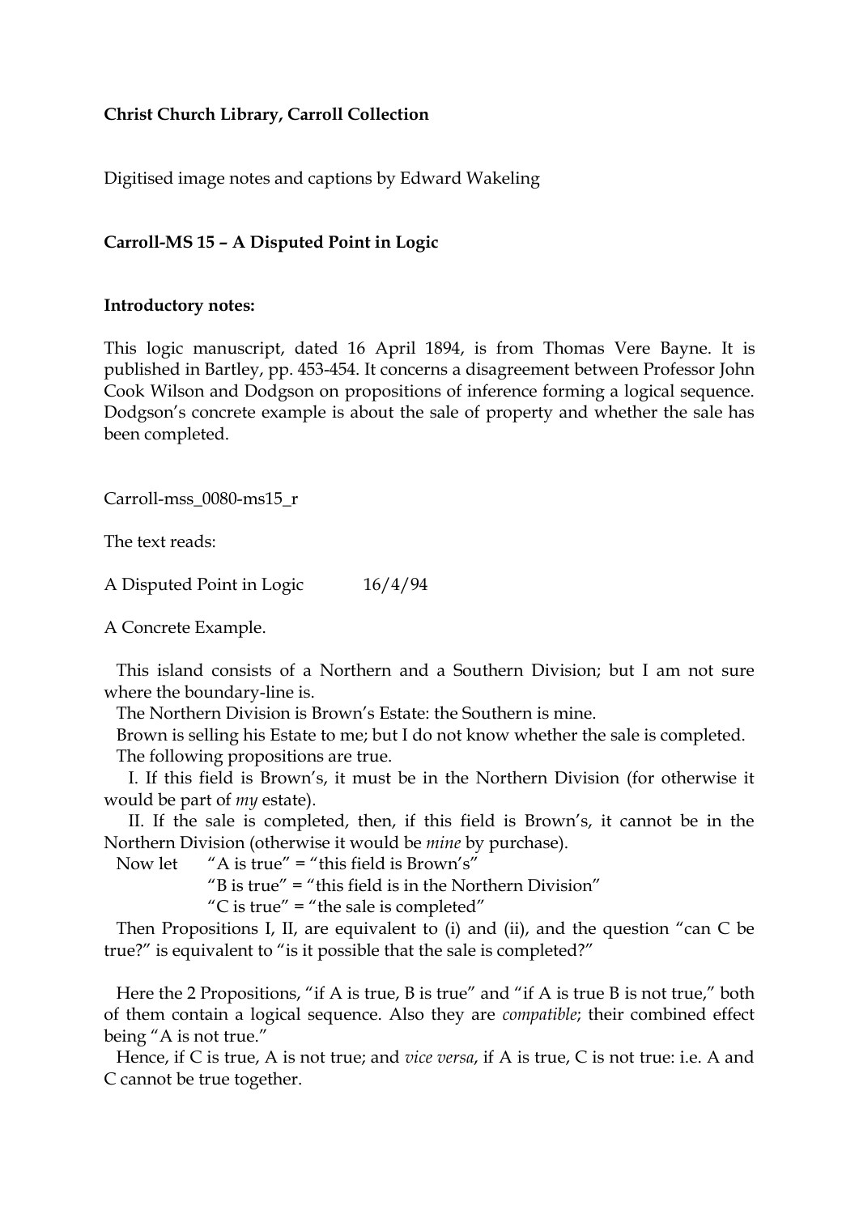**Christ Church Library, Carroll Collection**

Digitised image notes and captions by Edward Wakeling

**Carroll-MS 15 – A Disputed Point in Logic**

**Introductory notes:**

This logic manuscript, dated 16 April 1894, is from Thomas Vere Bayne. It is published in Bartley, pp. 453-454. It concerns a disagreement between Professor John Cook Wilson and Dodgson on propositions of inference forming a logical sequence. Dodgson's concrete example is about the sale of property and whether the sale has been completed.

Carroll-mss_0080-ms15_r

The text reads:

A Disputed Point in Logic 16/4/94

A Concrete Example.

This island consists of a Northern and a Southern Division; but I am not sure where the boundary-line is.

The Northern Division is Brown's Estate: the Southern is mine.

Brown is selling his Estate to me; but I do not know whether the sale is completed.

The following propositions are true.

I. If this field is Brown's, it must be in the Northern Division (for otherwise it would be part of *my* estate).

II. If the sale is completed, then, if this field is Brown's, it cannot be in the Northern Division (otherwise it would be *mine* by purchase).

Now let "A is true" = "this field is Brown's"

"B is true" = "this field is in the Northern Division"

"C is true" = "the sale is completed"

Then Propositions I, II, are equivalent to (i) and (ii), and the question "can C be true?" is equivalent to "is it possible that the sale is completed?"

Here the 2 Propositions, "if A is true, B is true" and "if A is true B is not true," both of them contain a logical sequence. Also they are *compatible*; their combined effect being "A is not true."

Hence, if C is true, A is not true; and *vice versa*, if A is true, C is not true: i.e. A and C cannot be true together.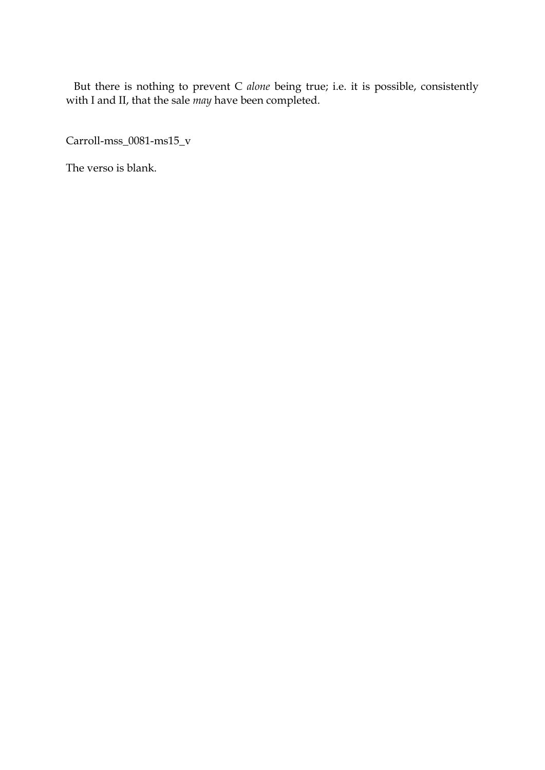But there is nothing to prevent C *alone* being true; i.e. it is possible, consistently with I and II, that the sale *may* have been completed.

Carroll-mss_0081-ms15_v

The verso is blank.